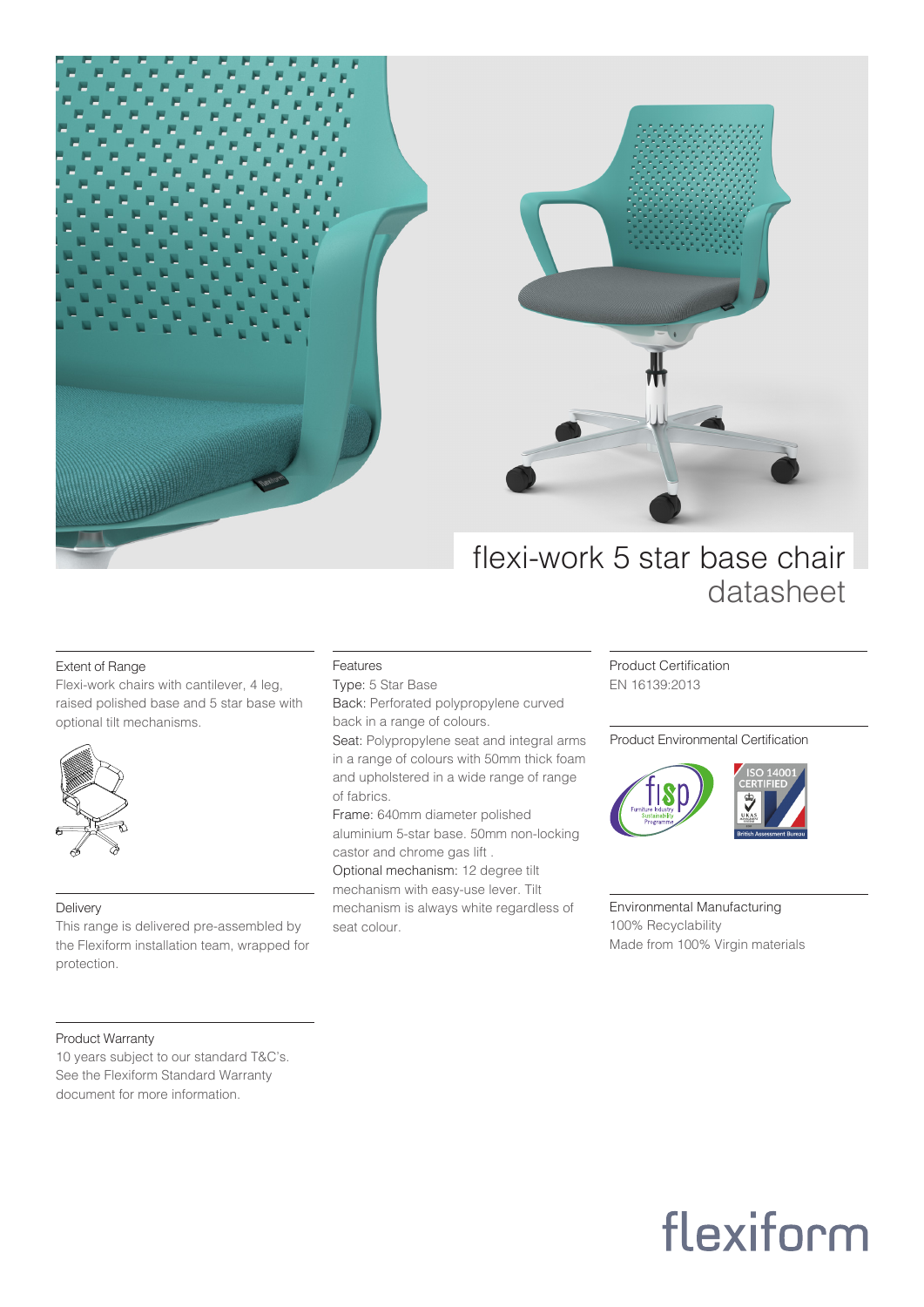# flexi-work 5 star base chair
## datasheet

### Extent of Range

Flexi-work chairs with cantilever, 4 leg, raised polished base and 5 star base with optional tilt mechanisms.

### Delivery

This range is delivered pre-assembled by the Flexiform installation team, wrapped for protection.

### Product Warranty

10 years subject to our standard T&C's. See the Flexiform Standard Warranty document for more information.

### Features

Type: 5 Star Base

Back: Perforated polypropylene curved back in a range of colours.

Seat: Polypropylene seat and integral arms in a range of colours with 50mm thick foam and upholstered in a wide range of range of fabrics.

Frame: 640mm diameter polished aluminium 5-star base. 50mm non-locking castor and chrome gas lift .

Optional mechanism: 12 degree tilt mechanism with easy-use lever. Tilt mechanism is always white regardless of seat colour.

### Product Certification

EN 16139:2013

### Product Environmental Certification

### Environmental Manufacturing

100% Recyclability

Made from 100% Virgin materials

flexiform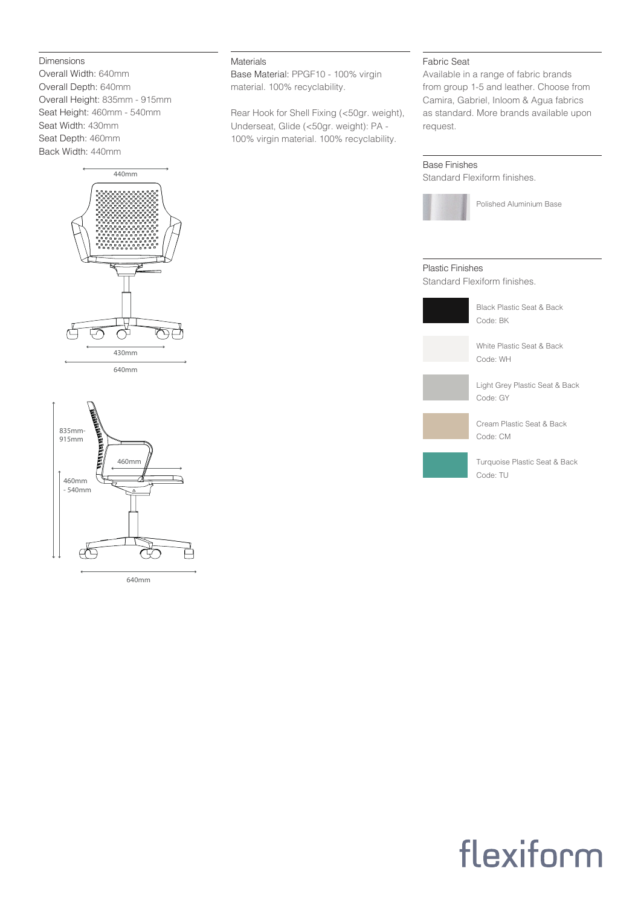## Dimensions

Overall Width: 640mm
Overall Depth: 640mm
Overall Height: 835mm - 915mm
Seat Height: 460mm - 540mm
Seat Width: 430mm
Seat Depth: 460mm
Back Width: 440mm

440mm
430mm
640mm

835mm-
915mm
460mm
460mm
- 540mm
640mm

## Materials

Base Material: PPGF10 - 100% virgin material. 100% recyclability.

Rear Hook for Shell Fixing (<50gr. weight), Underseat, Glide (<50gr. weight): PA - 100% virgin material. 100% recyclability.

## Fabric Seat

Available in a range of fabric brands from group 1-5 and leather. Choose from Camira, Gabriel, Inloom & Agua fabrics as standard. More brands available upon request.

## Base Finishes

Standard Flexiform finishes.

Polished Aluminium Base

## Plastic Finishes

Standard Flexiform finishes.

Black Plastic Seat & Back
Code: BK

White Plastic Seat & Back
Code: WH

Light Grey Plastic Seat & Back
Code: GY

Cream Plastic Seat & Back
Code: CM

Turquoise Plastic Seat & Back
Code: TU

flexiform